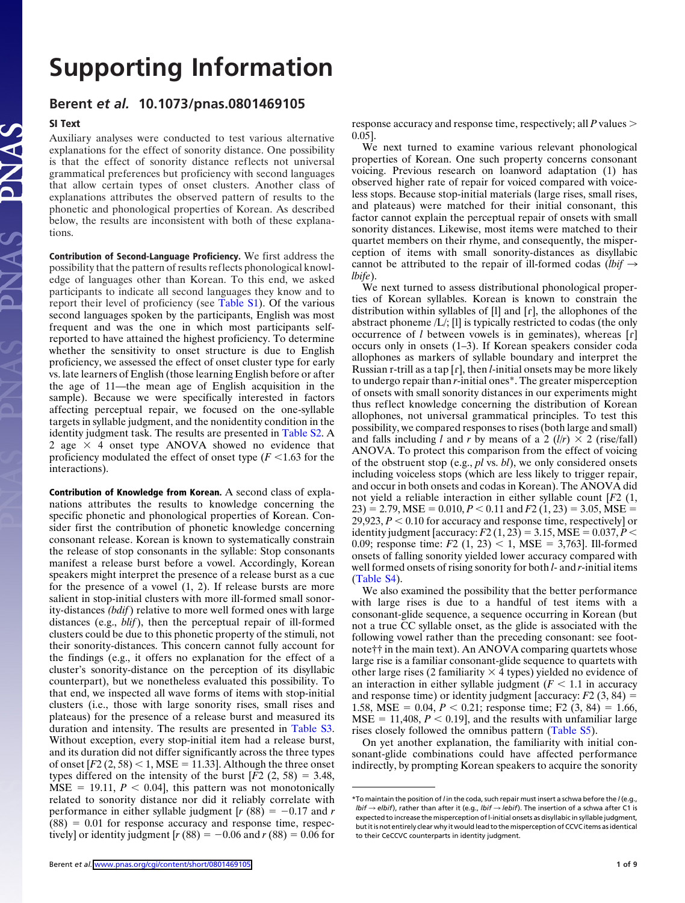# Supporting Information

## Berent *et al.* 10.1073/pnas.0801469105

### SI Text

Auxiliary analyses were conducted to test various alternative explanations for the effect of sonority distance. One possibility is that the effect of sonority distance reflects not universal grammatical preferences but proficiency with second languages that allow certain types of onset clusters. Another class of explanations attributes the observed pattern of results to the phonetic and phonological properties of Korean. As described below, the results are inconsistent with both of these explanations.

**Contribution of Second-Language Proficiency.** We first address the possibility that the pattern of results reflects phonological knowledge of languages other than Korean. To this end, we asked participants to indicate all second languages they know and to report their level of proficiency (see Table S1). Of the various second languages spoken by the participants, English was most frequent and was the one in which most participants self-reported to have attained the highest proficiency. To determine whether the sensitivity to onset structure is due to English proficiency, we assessed the effect of onset cluster type for early vs. late learners of English (those learning English before or after the age of 11—the mean age of English acquisition in the sample). Because we were specifically interested in factors affecting perceptual repair, we focused on the one-syllable targets in syllable judgment, and the nonidentity condition in the identity judgment task. The results are presented in Table S2. A 2 age × 4 onset type ANOVA showed no evidence that proficiency modulated the effect of onset type ($F < 1.63$ for the interactions).

**Contribution of Knowledge from Korean.** A second class of explanations attributes the results to knowledge concerning the specific phonetic and phonological properties of Korean. Consider first the contribution of phonetic knowledge concerning consonant release. Korean is known to systematically constrain the release of stop consonants in the syllable: Stop consonants manifest a release burst before a vowel. Accordingly, Korean speakers might interpret the presence of a release burst as a cue for the presence of a vowel (1, 2). If release bursts are more salient in stop-initial clusters with more ill-formed small sonority-distances *(bdif)* relative to more well formed ones with large distances (e.g., *blif*), then the perceptual repair of ill-formed clusters could be due to this phonetic property of the stimuli, not their sonority-distances. This concern cannot fully account for the findings (e.g., it offers no explanation for the effect of a cluster's sonority-distance on the perception of its disyllabic counterpart), but we nonetheless evaluated this possibility. To that end, we inspected all wave forms of items with stop-initial clusters (i.e., those with large sonority rises, small rises and plateaus) for the presence of a release burst and measured its duration and intensity. The results are presented in Table S3. Without exception, every stop-initial item had a release burst, and its duration did not differ significantly across the three types of onset [$F2\ (2, 58) < 1$, MSE = 11.33]. Although the three onset types differed on the intensity of the burst [$F2\ (2, 58) = 3.48$, MSE = 19.11, $P < 0.04$], this pattern was not monotonically related to sonority distance nor did it reliably correlate with performance in either syllable judgment [$r\ (88) = -0.17$ and $r\ (88) = 0.01$ for response accuracy and response time, respectively] or identity judgment [$r\ (88) = -0.06$ and $r\ (88) = 0.06$ for response accuracy and response time, respectively; all $P$ values $> 0.05$].

We next turned to examine various relevant phonological properties of Korean. One such property concerns consonant voicing. Previous research on loanword adaptation (1) has observed higher rate of repair for voiced compared with voiceless stops. Because stop-initial materials (large rises, small rises, and plateaus) were matched for their initial consonant, this factor cannot explain the perceptual repair of onsets with small sonority distances. Likewise, most items were matched to their quartet members on their rhyme, and consequently, the misperception of items with small sonority-distances as disyllabic cannot be attributed to the repair of ill-formed codas (*lbif* → *lbife*).

We next turned to assess distributional phonological properties of Korean syllables. Korean is known to constrain the distribution within syllables of [l] and [ɾ], the allophones of the abstract phoneme /L/; [l] is typically restricted to codas (the only occurrence of *l* between vowels is in geminates), whereas [ɾ] occurs only in onsets (1–3). If Korean speakers consider coda allophones as markers of syllable boundary and interpret the Russian r-trill as a tap [ɾ], then *l*-initial onsets may be more likely to undergo repair than *r*-initial ones*. The greater misperception of onsets with small sonority distances in our experiments might thus reflect knowledge concerning the distribution of Korean allophones, not universal grammatical principles. To test this possibility, we compared responses to rises (both large and small) and falls including *l* and *r* by means of a 2 (*l*/*r*) × 2 (rise/fall) ANOVA. To protect this comparison from the effect of voicing of the obstruent stop (e.g., *pl* vs. *bl*), we only considered onsets including voiceless stops (which are less likely to trigger repair, and occur in both onsets and codas in Korean). The ANOVA did not yield a reliable interaction in either syllable count [$F2\ (1, 23) = 2.79$, MSE = 0.010, $P < 0.11$ and $F2\ (1, 23) = 3.05$, MSE = 29,923, $P < 0.10$ for accuracy and response time, respectively] or identity judgment [accuracy: $F2\ (1, 23) = 3.15$, MSE = 0.037, $P < 0.09$; response time: $F2\ (1, 23) < 1$, MSE = 3,763]. Ill-formed onsets of falling sonority yielded lower accuracy compared with well formed onsets of rising sonority for both *l*- and *r*-initial items (Table S4).

We also examined the possibility that the better performance with large rises is due to a handful of test items with a consonant-glide sequence, a sequence occurring in Korean (but not a true CC syllable onset, as the glide is associated with the following vowel rather than the preceding consonant: see footnote†† in the main text). An ANOVA comparing quartets whose large rise is a familiar consonant-glide sequence to quartets with other large rises (2 familiarity × 4 types) yielded no evidence of an interaction in either syllable judgment ($F < 1.1$ in accuracy and response time) or identity judgment [accuracy: $F2\ (3, 84) = 1.58$, MSE = 0.04, $P < 0.21$; response time: $F2\ (3, 84) = 1.66$, MSE = 11,408, $P < 0.19$], and the results with unfamiliar large rises closely followed the omnibus pattern (Table S5).

On yet another explanation, the familiarity with initial consonant-glide combinations could have affected performance indirectly, by prompting Korean speakers to acquire the sonority

*To maintain the position of *l* in the coda, such repair must insert a schwa before the *l* (e.g., *lbif* → *elbif*), rather than after it (e.g., *lbif* → *lebif*). The insertion of a schwa after C1 is expected to increase the misperception of l-initial onsets as disyllabic in syllable judgment, but it is not entirely clear why it would lead to the misperception of CCVC items as identical to their CeCCVC counterparts in identity judgment.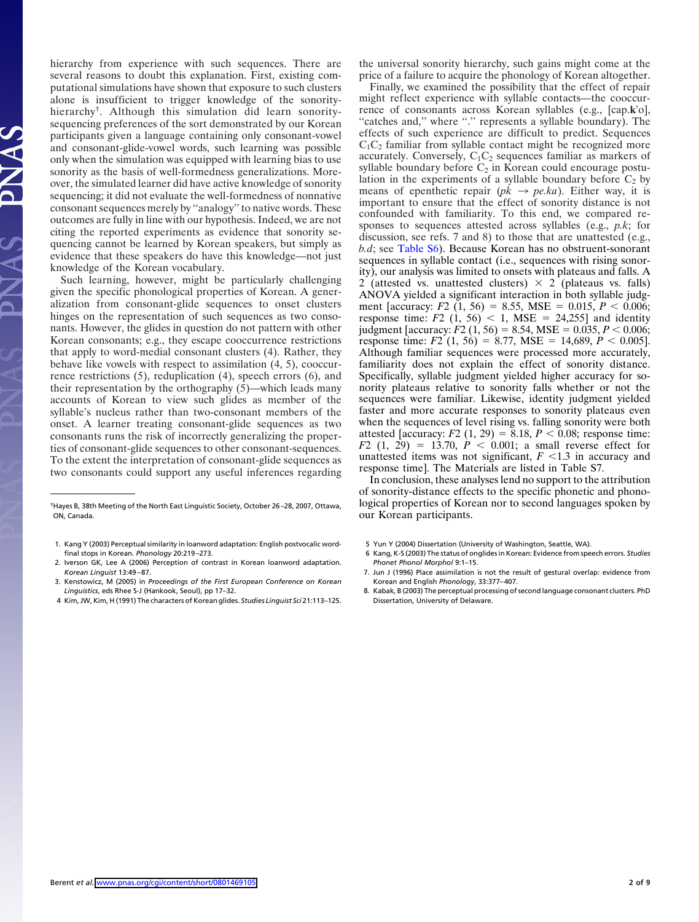hierarchy from experience with such sequences. There are several reasons to doubt this explanation. First, existing computational simulations have shown that exposure to such clusters alone is insufficient to trigger knowledge of the sonority-hierarchy[†]. Although this simulation did learn sonority-sequencing preferences of the sort demonstrated by our Korean participants given a language containing only consonant-vowel and consonant-glide-vowel words, such learning was possible only when the simulation was equipped with learning bias to use sonority as the basis of well-formedness generalizations. Moreover, the simulated learner did have active knowledge of sonority sequencing; it did not evaluate the well-formedness of nonnative consonant sequences merely by "analogy" to native words. These outcomes are fully in line with our hypothesis. Indeed, we are not citing the reported experiments as evidence that sonority sequencing cannot be learned by Korean speakers, but simply as evidence that these speakers do have this knowledge—not just knowledge of the Korean vocabulary.

Such learning, however, might be particularly challenging given the specific phonological properties of Korean. A generalization from consonant-glide sequences to onset clusters hinges on the representation of such sequences as two consonants. However, the glides in question do not pattern with other Korean consonants; e.g., they escape cooccurrence restrictions that apply to word-medial consonant clusters (4). Rather, they behave like vowels with respect to assimilation (4, 5), cooccurrence restrictions (5), reduplication (4), speech errors (6), and their representation by the orthography (5)—which leads many accounts of Korean to view such glides as member of the syllable's nucleus rather than two-consonant members of the onset. A learner treating consonant-glide sequences as two consonants runs the risk of incorrectly generalizing the properties of consonant-glide sequences to other consonant-sequences. To the extent the interpretation of consonant-glide sequences as two consonants could support any useful inferences regarding the universal sonority hierarchy, such gains might come at the price of a failure to acquire the phonology of Korean altogether.

Finally, we examined the possibility that the effect of repair might reflect experience with syllable contacts—the cooccurrence of consonants across Korean syllables (e.g., [cap.**k**'o], "catches and," where "." represents a syllable boundary). The effects of such experience are difficult to predict. Sequences $C_1C_2$ familiar from syllable contact might be recognized more accurately. Conversely, $C_1C_2$ sequences familiar as markers of syllable boundary before $C_2$ in Korean could encourage postulation in the experiments of a syllable boundary before $C_2$ by means of epenthetic repair (*pk* → *pe.ka*). Either way, it is important to ensure that the effect of sonority distance is not confounded with familiarity. To this end, we compared responses to sequences attested across syllables (e.g., *p.k*; for discussion, see refs. 7 and 8) to those that are unattested (e.g., *b.d*; see Table S6). Because Korean has no obstruent-sonorant sequences in syllable contact (i.e., sequences with rising sonority), our analysis was limited to onsets with plateaus and falls. A 2 (attested vs. unattested clusters) × 2 (plateaus vs. falls) ANOVA yielded a significant interaction in both syllable judgment [accuracy: $F2\ (1, 56) = 8.55$, $MSE = 0.015$, $P < 0.006$; response time: $F2\ (1, 56) < 1$, $MSE = 24{,}255$] and identity judgment [accuracy: $F2\ (1, 56) = 8.54$, $MSE = 0.035$, $P < 0.006$; response time: $F2\ (1, 56) = 8.77$, $MSE = 14{,}689$, $P < 0.005$]. Although familiar sequences were processed more accurately, familiarity does not explain the effect of sonority distance. Specifically, syllable judgment yielded higher accuracy for sonority plateaus relative to sonority falls whether or not the sequences were familiar. Likewise, identity judgment yielded faster and more accurate responses to sonority plateaus even when the sequences of level rising vs. falling sonority were both attested [accuracy: $F2\ (1, 29) = 8.18$, $P < 0.08$; response time: $F2\ (1, 29) = 13.70$, $P < 0.001$; a small reverse effect for unattested items was not significant, $F < 1.3$ in accuracy and response time]. The Materials are listed in Table S7.

In conclusion, these analyses lend no support to the attribution of sonority-distance effects to the specific phonetic and phonological properties of Korean nor to second languages spoken by our Korean participants.

[†]Hayes B, 38th Meeting of the North East Linguistic Society, October 26–28, 2007, Ottawa, ON, Canada.

1. Kang Y (2003) Perceptual similarity in loanword adaptation: English postvocalic word-final stops in Korean. *Phonology* 20:219–273.
2. Iverson GK, Lee A (2006) Perception of contrast in Korean loanword adaptation. *Korean Linguist* 13:49–87.
3. Kenstowicz, M (2005) in *Proceedings of the First European Conference on Korean Linguistics*, eds Rhee S-J (Hankook, Seoul), pp 17–32.
4. Kim, JW, Kim, H (1991) The characters of Korean glides. *Studies Linguist Sci* 21:113–125.
5. Yun Y (2004) Dissertation (University of Washington, Seattle, WA).
6. Kang, K-S (2003) The status of onglides in Korean: Evidence from speech errors. *Studies Phonet Phonol Morphol* 9:1–15.
7. Jun J (1996) Place assimilation is not the result of gestural overlap: evidence from Korean and English *Phonology*, 33:377–407.
8. Kabak, B (2003) The perceptual processing of second language consonant clusters. PhD Dissertation, University of Delaware.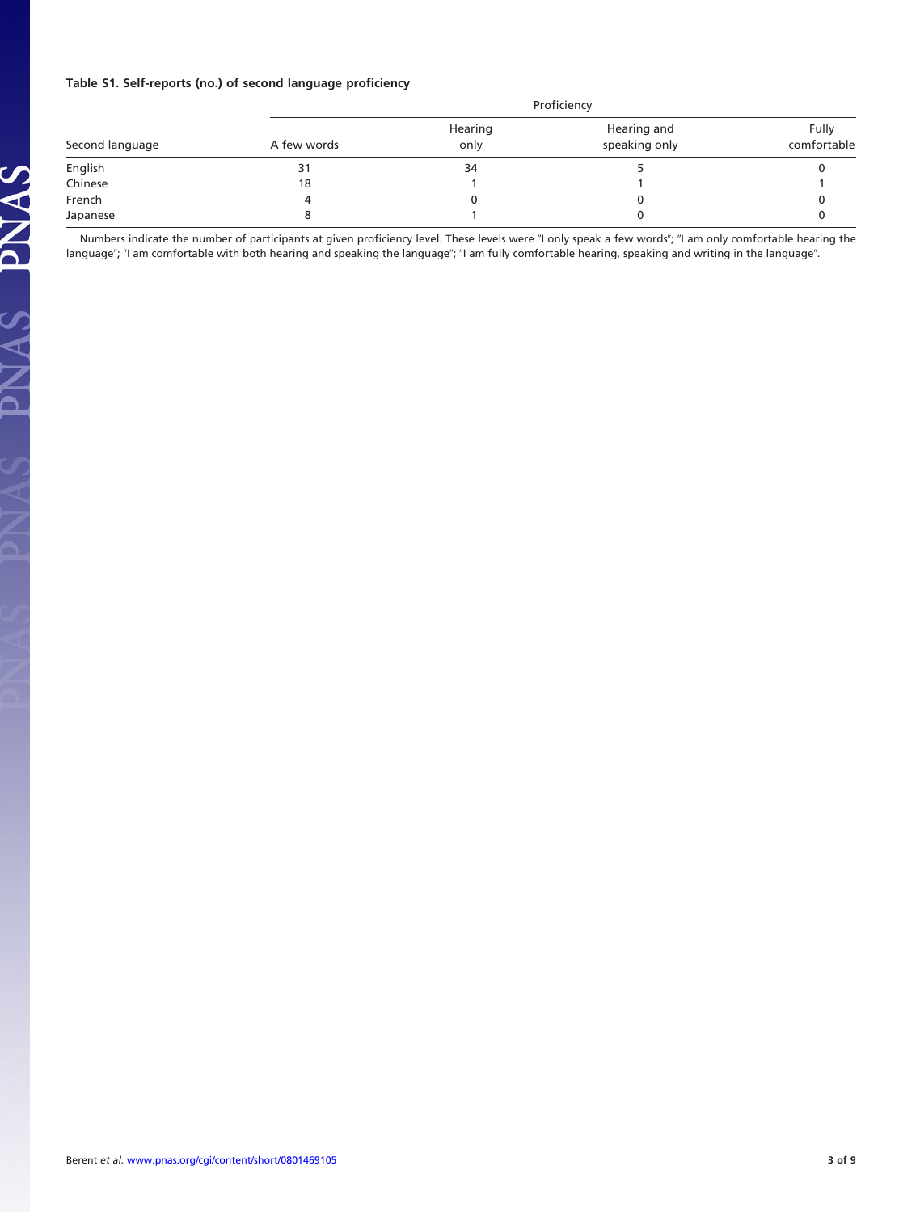**Table S1. Self-reports (no.) of second language proficiency**

| | Proficiency | | | |
|---|---|---|---|---|
| Second language | A few words | Hearing only | Hearing and speaking only | Fully comfortable |
| English | 31 | 34 | 5 | 0 |
| Chinese | 18 | 1 | 1 | 1 |
| French | 4 | 0 | 0 | 0 |
| Japanese | 8 | 1 | 0 | 0 |

Numbers indicate the number of participants at given proficiency level. These levels were "I only speak a few words"; "I am only comfortable hearing the language"; "I am comfortable with both hearing and speaking the language"; "I am fully comfortable hearing, speaking and writing in the language".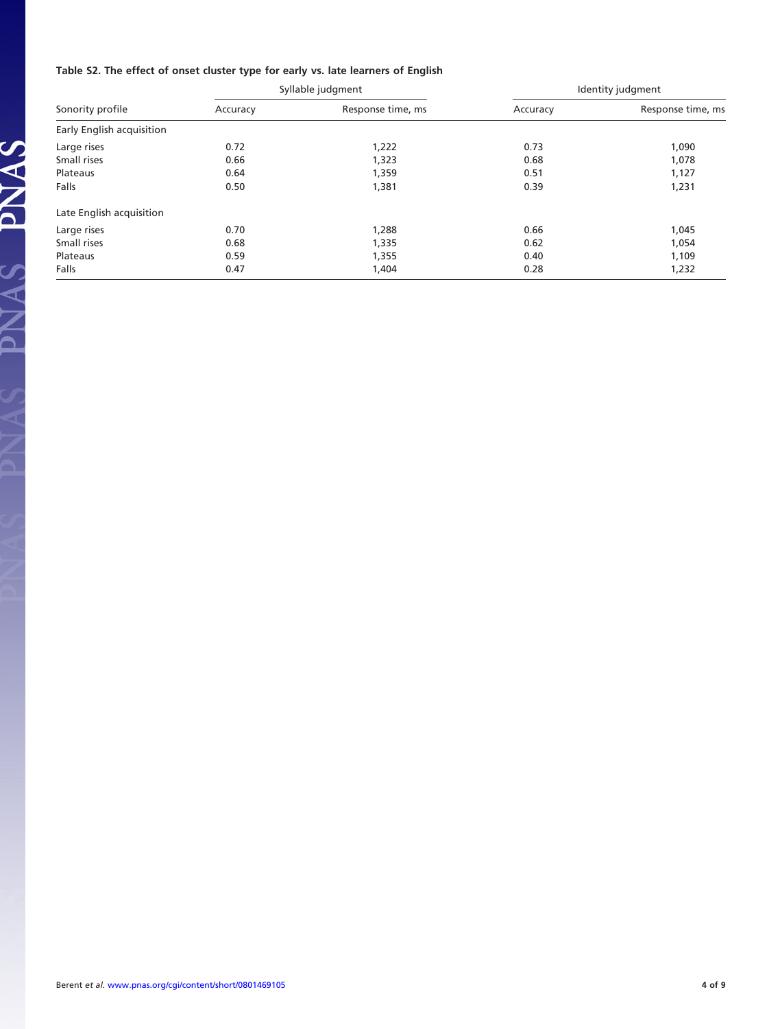**Table S2. The effect of onset cluster type for early vs. late learners of English**

| Sonority profile | Syllable judgment | | Identity judgment | |
|---|---|---|---|---|
| | Accuracy | Response time, ms | Accuracy | Response time, ms |
| Early English acquisition | | | | |
| Large rises | 0.72 | 1,222 | 0.73 | 1,090 |
| Small rises | 0.66 | 1,323 | 0.68 | 1,078 |
| Plateaus | 0.64 | 1,359 | 0.51 | 1,127 |
| Falls | 0.50 | 1,381 | 0.39 | 1,231 |
| Late English acquisition | | | | |
| Large rises | 0.70 | 1,288 | 0.66 | 1,045 |
| Small rises | 0.68 | 1,335 | 0.62 | 1,054 |
| Plateaus | 0.59 | 1,355 | 0.40 | 1,109 |
| Falls | 0.47 | 1,404 | 0.28 | 1,232 |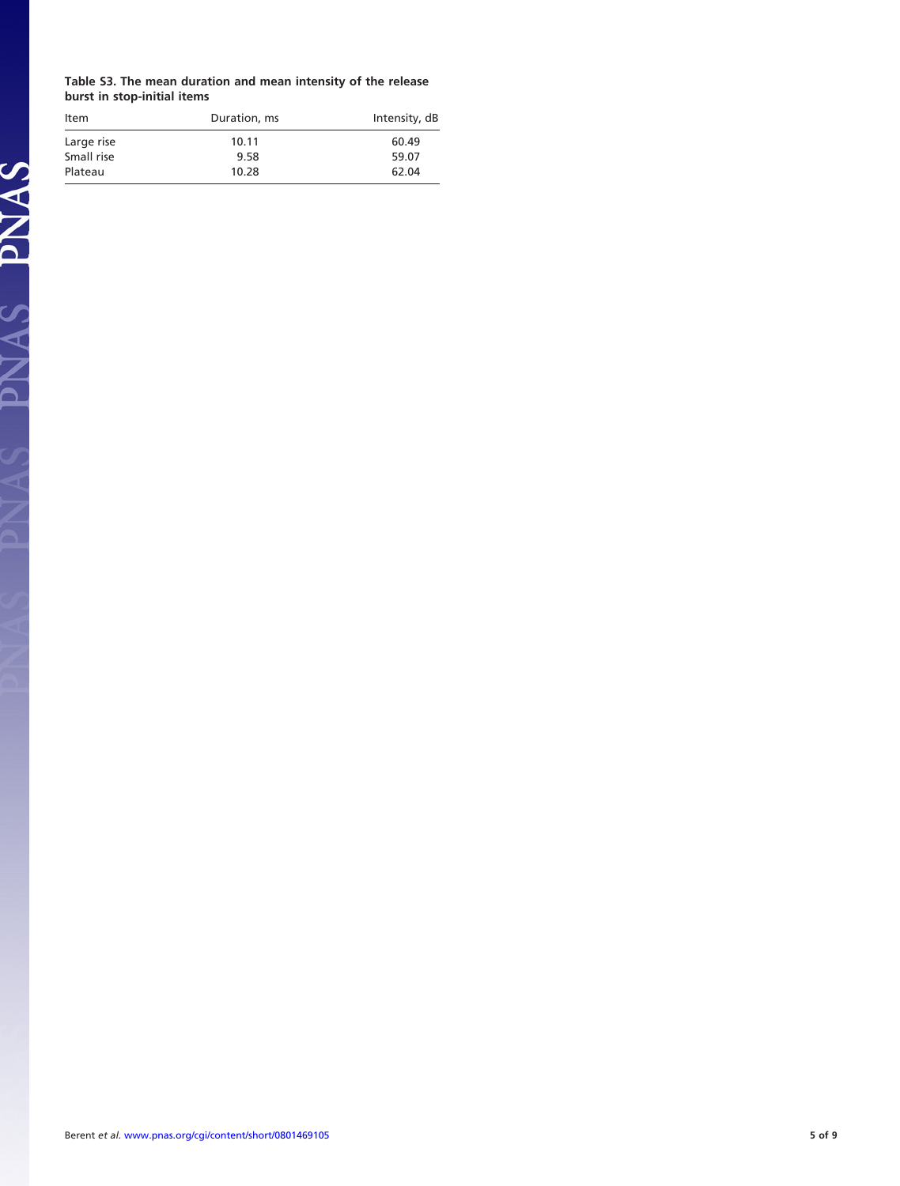**Table S3. The mean duration and mean intensity of the release burst in stop-initial items**

| Item | Duration, ms | Intensity, dB |
|---|---|---|
| Large rise | 10.11 | 60.49 |
| Small rise | 9.58 | 59.07 |
| Plateau | 10.28 | 62.04 |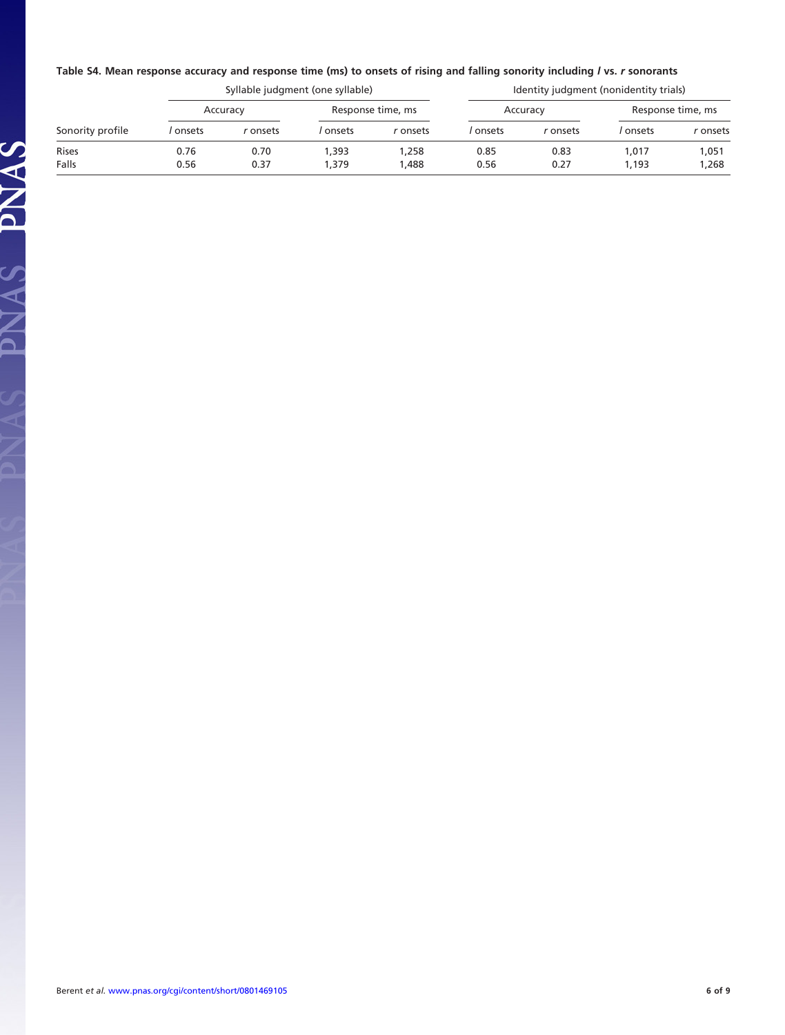**Table S4. Mean response accuracy and response time (ms) to onsets of rising and falling sonority including *l* vs. *r* sonorants**

| | Syllable judgment (one syllable) | | | | Identity judgment (nonidentity trials) | | | |
|---|---|---|---|---|---|---|---|---|
| | Accuracy | | Response time, ms | | Accuracy | | Response time, ms | |
| Sonority profile | *l* onsets | *r* onsets | *l* onsets | *r* onsets | *l* onsets | *r* onsets | *l* onsets | *r* onsets |
| Rises | 0.76 | 0.70 | 1,393 | 1,258 | 0.85 | 0.83 | 1,017 | 1,051 |
| Falls | 0.56 | 0.37 | 1,379 | 1,488 | 0.56 | 0.27 | 1,193 | 1,268 |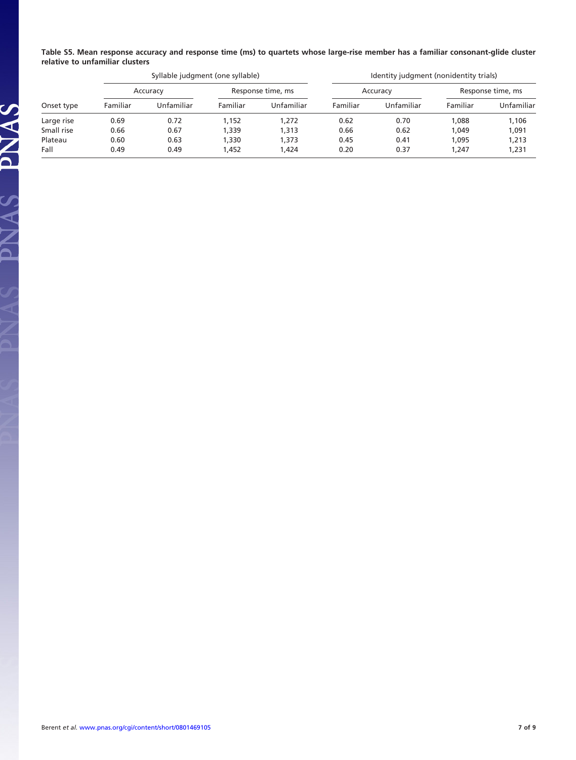**Table S5. Mean response accuracy and response time (ms) to quartets whose large-rise member has a familiar consonant-glide cluster relative to unfamiliar clusters**

| | Syllable judgment (one syllable) | | | | Identity judgment (nonidentity trials) | | | |
|---|---|---|---|---|---|---|---|---|
| | Accuracy | | Response time, ms | | Accuracy | | Response time, ms | |
| Onset type | Familiar | Unfamiliar | Familiar | Unfamiliar | Familiar | Unfamiliar | Familiar | Unfamiliar |
| Large rise | 0.69 | 0.72 | 1,152 | 1,272 | 0.62 | 0.70 | 1,088 | 1,106 |
| Small rise | 0.66 | 0.67 | 1,339 | 1,313 | 0.66 | 0.62 | 1,049 | 1,091 |
| Plateau | 0.60 | 0.63 | 1,330 | 1,373 | 0.45 | 0.41 | 1,095 | 1,213 |
| Fall | 0.49 | 0.49 | 1,452 | 1,424 | 0.20 | 0.37 | 1,247 | 1,231 |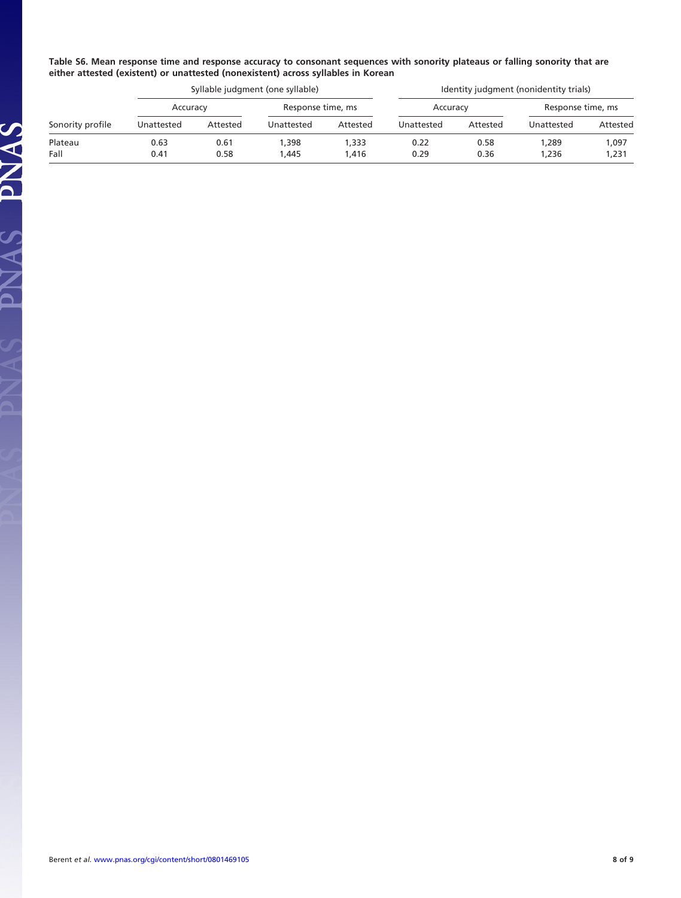**Table S6. Mean response time and response accuracy to consonant sequences with sonority plateaus or falling sonority that are either attested (existent) or unattested (nonexistent) across syllables in Korean**

| | Syllable judgment (one syllable) | | | | Identity judgment (nonidentity trials) | | | |
|---|---|---|---|---|---|---|---|---|
| | Accuracy | | Response time, ms | | Accuracy | | Response time, ms | |
| Sonority profile | Unattested | Attested | Unattested | Attested | Unattested | Attested | Unattested | Attested |
| Plateau | 0.63 | 0.61 | 1,398 | 1,333 | 0.22 | 0.58 | 1,289 | 1,097 |
| Fall | 0.41 | 0.58 | 1,445 | 1,416 | 0.29 | 0.36 | 1,236 | 1,231 |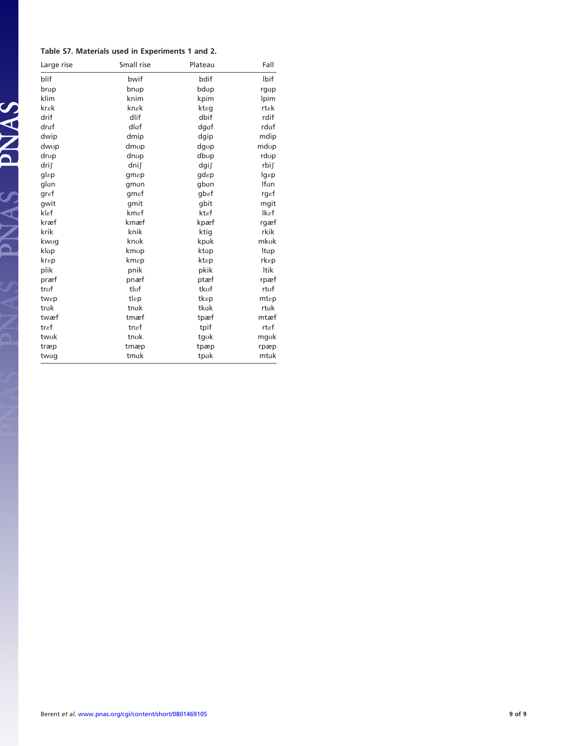**Table S7. Materials used in Experiments 1 and 2.**

| Large rise | Small rise | Plateau | Fall |
|---|---|---|---|
| blif | bwif | bdif | lbif |
| brɑp | bnɑp | bdɑp | rgɑp |
| klim | knim | kpim | lpim |
| krɛk | knɛk | ktɛg | rtɛk |
| drif | dlif | dbif | rdif |
| drɑf | dlɑf | dgɑf | rdɑf |
| dwip | dmip | dgip | mdip |
| dwʊp | dmʊp | dgʊp | mdʊp |
| drʊp | dnʊp | dbʊp | rdʊp |
| driʃ | dniʃ | dgiʃ | rbiʃ |
| glɛp | gmɛp | gdɛp | lgɛp |
| glɑn | gmɑn | gbɑn | lfɑn |
| grɛf | gmɛf | gbɛf | rgɛf |
| gwit | gmit | gbit | mgit |
| klɛf | kmɛf | ktɛf | lkɛf |
| kræf | kmæf | kpæf | rgæf |
| krik | knik | ktig | rkik |
| kwʊg | knʊk | kpɑk | mkʊk |
| klɑp | kmʊp | ktɑp | ltɑp |
| krɛp | kmɛp | ktɛp | rkɛp |
| plik | pnik | pkik | ltik |
| præf | pnæf | ptæf | rpæf |
| trʊf | tlʊf | tkʊf | rtʊf |
| twɛp | tlɛp | tkɛp | mtɛp |
| trɑk | tnɑk | tkɑk | rtɑk |
| twæf | tmæf | tpæf | mtæf |
| trɛf | tnɛf | tpif | rtɛf |
| twʊk | tnʊk | tgʊk | mgʊk |
| træp | tmæp | tpæp | rpæp |
| twɑg | tmɑk | tpɑk | mtɑk |